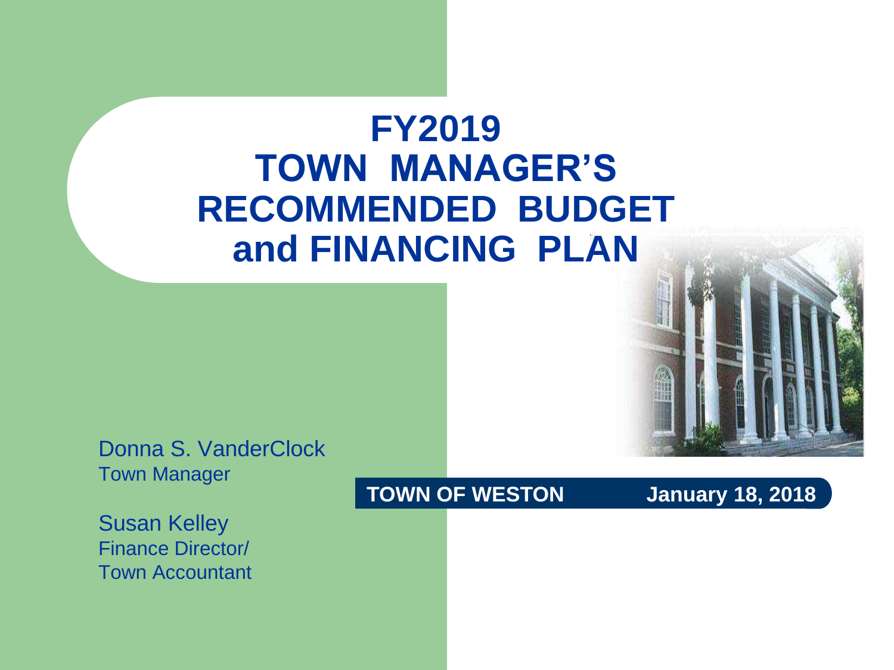# FY2019 TOWN MANAGER'S RECOMMENDED BUDGET and FINANCING PLAN

Donna S. VanderClock
Town Manager

Susan Kelley
Finance Director/
Town Accountant

**TOWN OF WESTON** **January 18, 2018**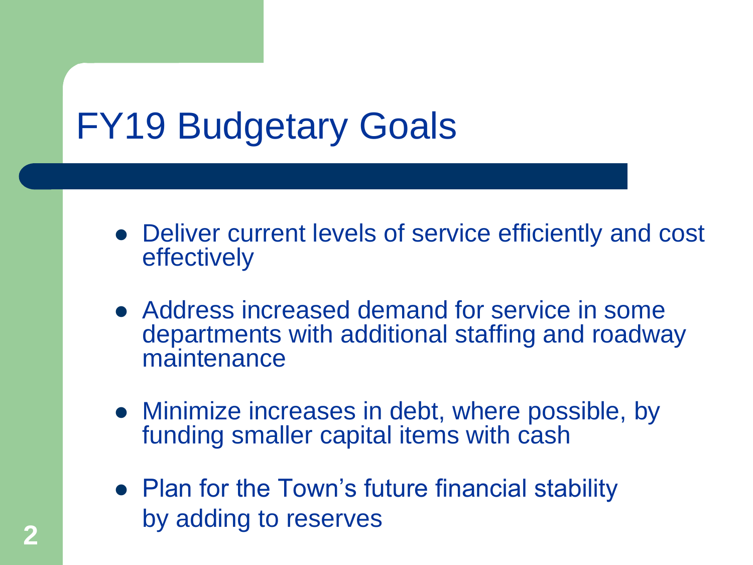# FY19 Budgetary Goals

- Deliver current levels of service efficiently and cost effectively
- Address increased demand for service in some departments with additional staffing and roadway maintenance
- Minimize increases in debt, where possible, by funding smaller capital items with cash
- Plan for the Town's future financial stability by adding to reserves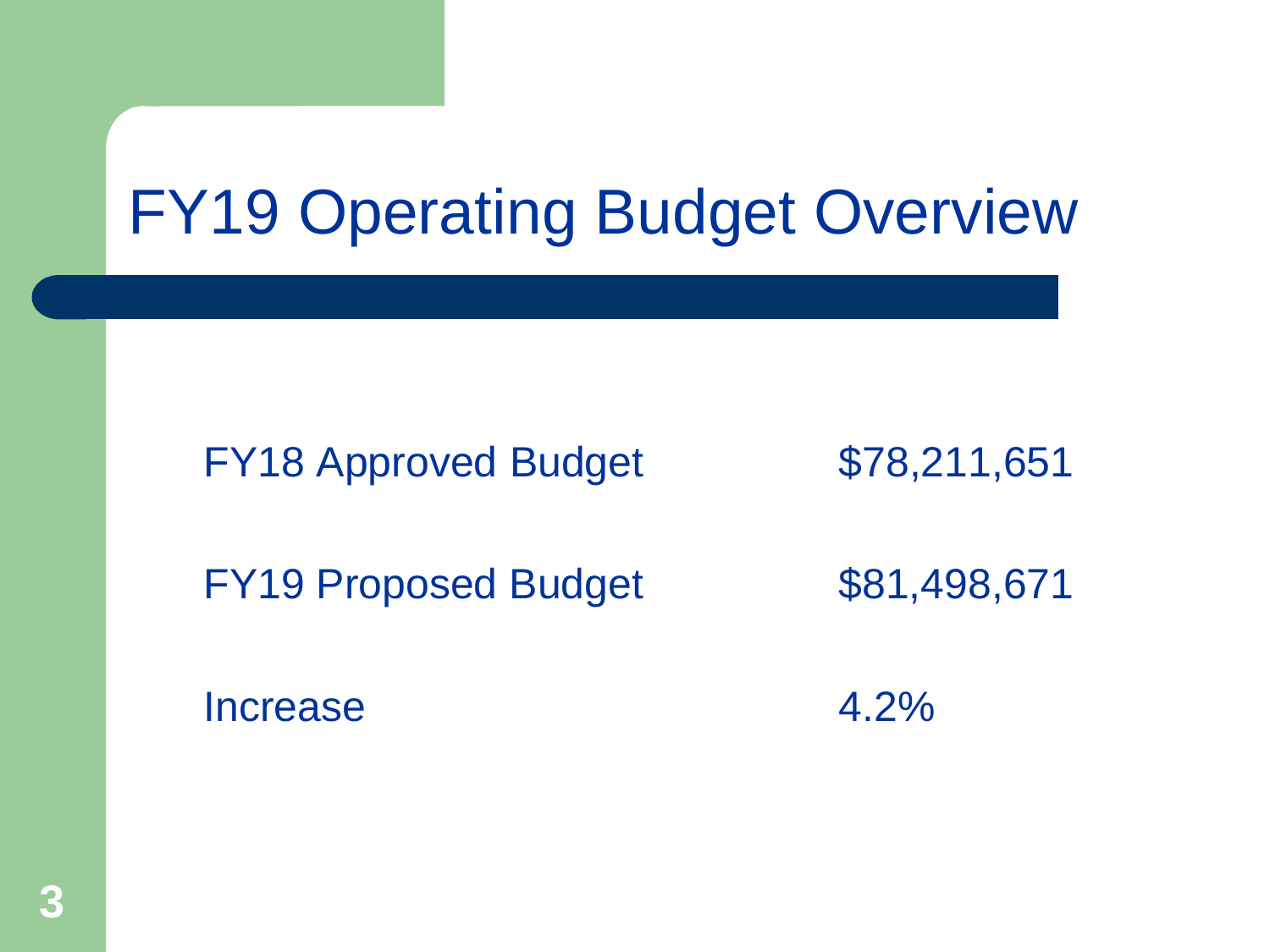# FY19 Operating Budget Overview

| | |
|---|---|
| FY18 Approved Budget | $78,211,651 |
| FY19 Proposed Budget | $81,498,671 |
| Increase | 4.2% |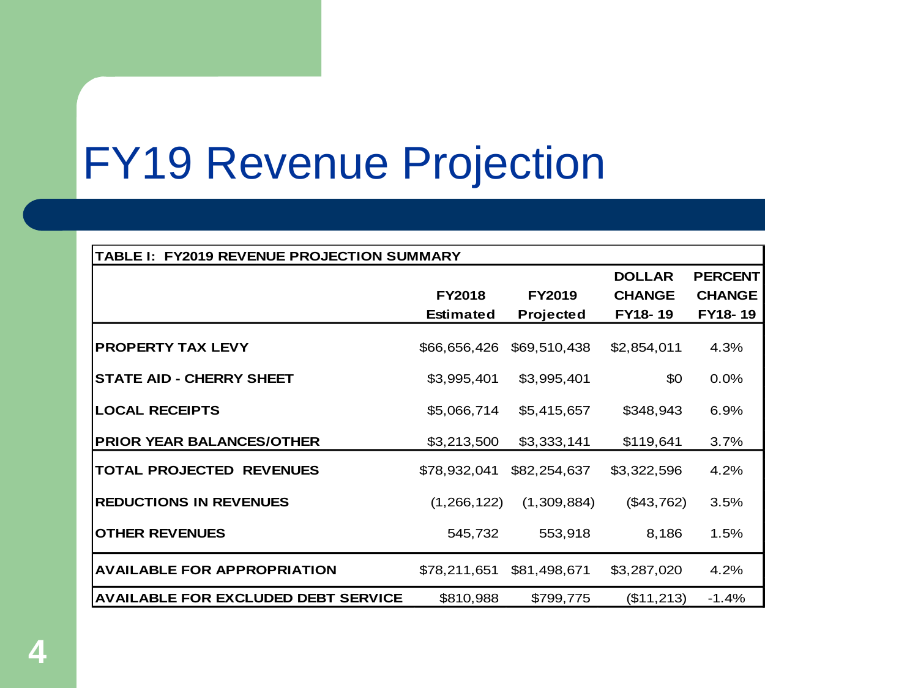# FY19 Revenue Projection

| TABLE I: FY2019 REVENUE PROJECTION SUMMARY | | | | |
|---|---|---|---|---|
| | FY2018 Estimated | FY2019 Projected | DOLLAR CHANGE FY18- 19 | PERCENT CHANGE FY18- 19 |
| PROPERTY TAX LEVY | $66,656,426 | $69,510,438 | $2,854,011 | 4.3% |
| STATE AID - CHERRY SHEET | $3,995,401 | $3,995,401 | $0 | 0.0% |
| LOCAL RECEIPTS | $5,066,714 | $5,415,657 | $348,943 | 6.9% |
| PRIOR YEAR BALANCES/OTHER | $3,213,500 | $3,333,141 | $119,641 | 3.7% |
| TOTAL PROJECTED REVENUES | $78,932,041 | $82,254,637 | $3,322,596 | 4.2% |
| REDUCTIONS IN REVENUES | (1,266,122) | (1,309,884) | ($43,762) | 3.5% |
| OTHER REVENUES | 545,732 | 553,918 | 8,186 | 1.5% |
| AVAILABLE FOR APPROPRIATION | $78,211,651 | $81,498,671 | $3,287,020 | 4.2% |
| AVAILABLE FOR EXCLUDED DEBT SERVICE | $810,988 | $799,775 | ($11,213) | -1.4% |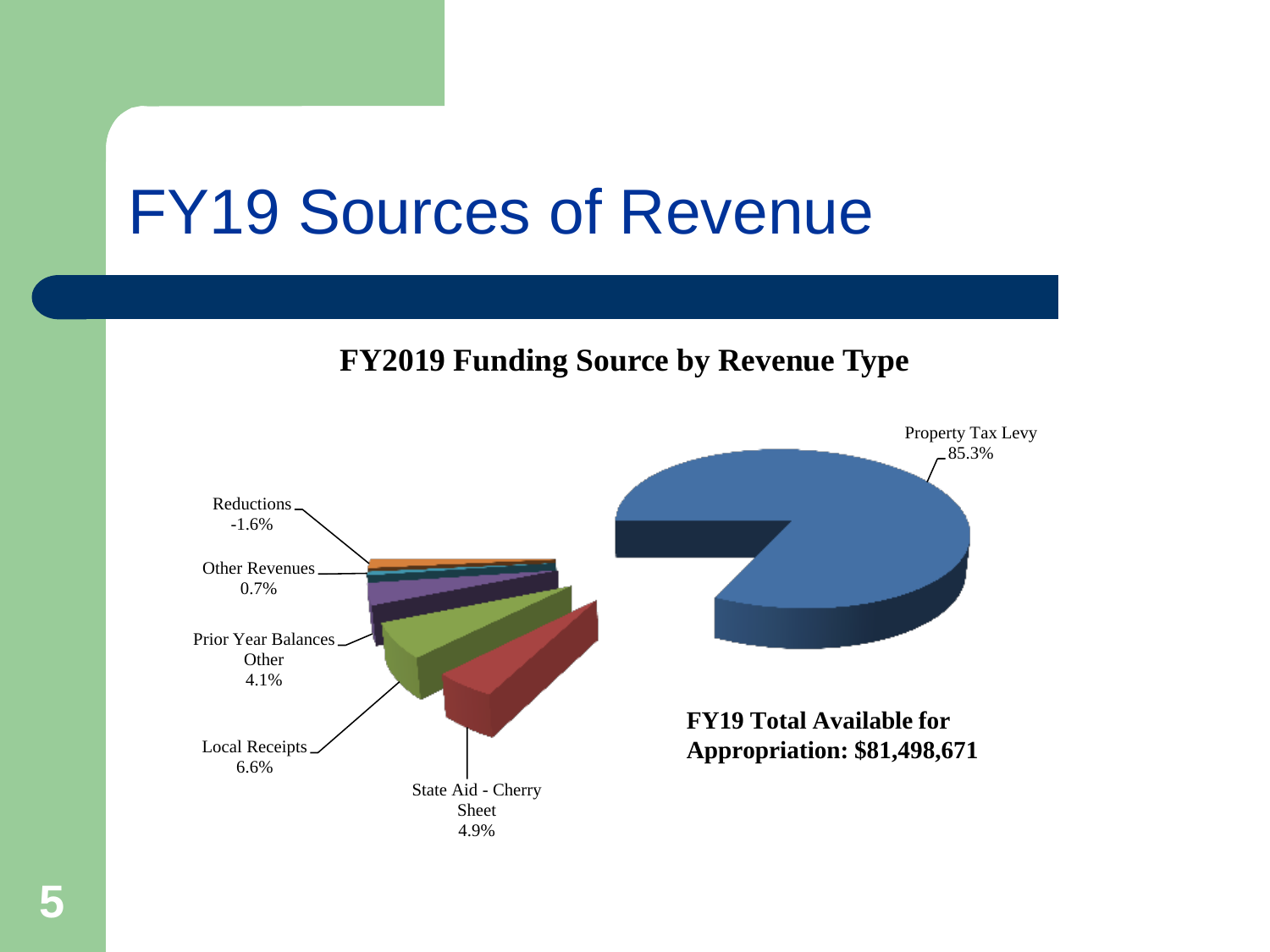# FY19 Sources of Revenue

**FY2019 Funding Source by Revenue Type**

Property Tax Levy
85.3%

Reductions
-1.6%

Other Revenues
0.7%

Prior Year Balances
Other
4.1%

Local Receipts
6.6%

State Aid - Cherry
Sheet
4.9%

**FY19 Total Available for Appropriation: $81,498,671**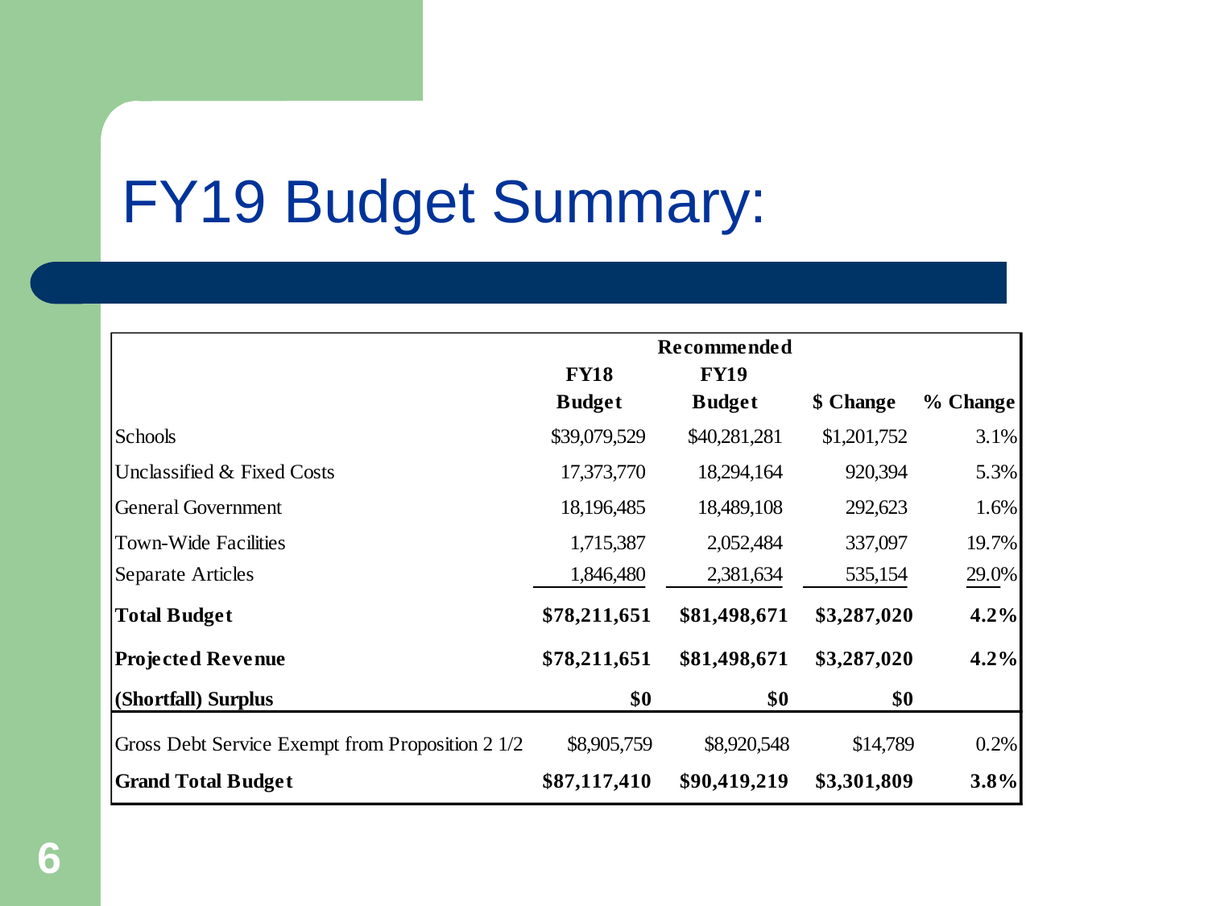# FY19 Budget Summary:

| | FY18 Budget | Recommended FY19 Budget | $ Change | % Change |
|---|---|---|---|---|
| Schools | $39,079,529 | $40,281,281 | $1,201,752 | 3.1% |
| Unclassified & Fixed Costs | 17,373,770 | 18,294,164 | 920,394 | 5.3% |
| General Government | 18,196,485 | 18,489,108 | 292,623 | 1.6% |
| Town-Wide Facilities | 1,715,387 | 2,052,484 | 337,097 | 19.7% |
| Separate Articles | 1,846,480 | 2,381,634 | 535,154 | 29.0% |
| **Total Budget** | **$78,211,651** | **$81,498,671** | **$3,287,020** | **4.2%** |
| **Projected Revenue** | **$78,211,651** | **$81,498,671** | **$3,287,020** | **4.2%** |
| **(Shortfall) Surplus** | **$0** | **$0** | **$0** | |
| Gross Debt Service Exempt from Proposition 2 1/2 | $8,905,759 | $8,920,548 | $14,789 | 0.2% |
| **Grand Total Budget** | **$87,117,410** | **$90,419,219** | **$3,301,809** | **3.8%** |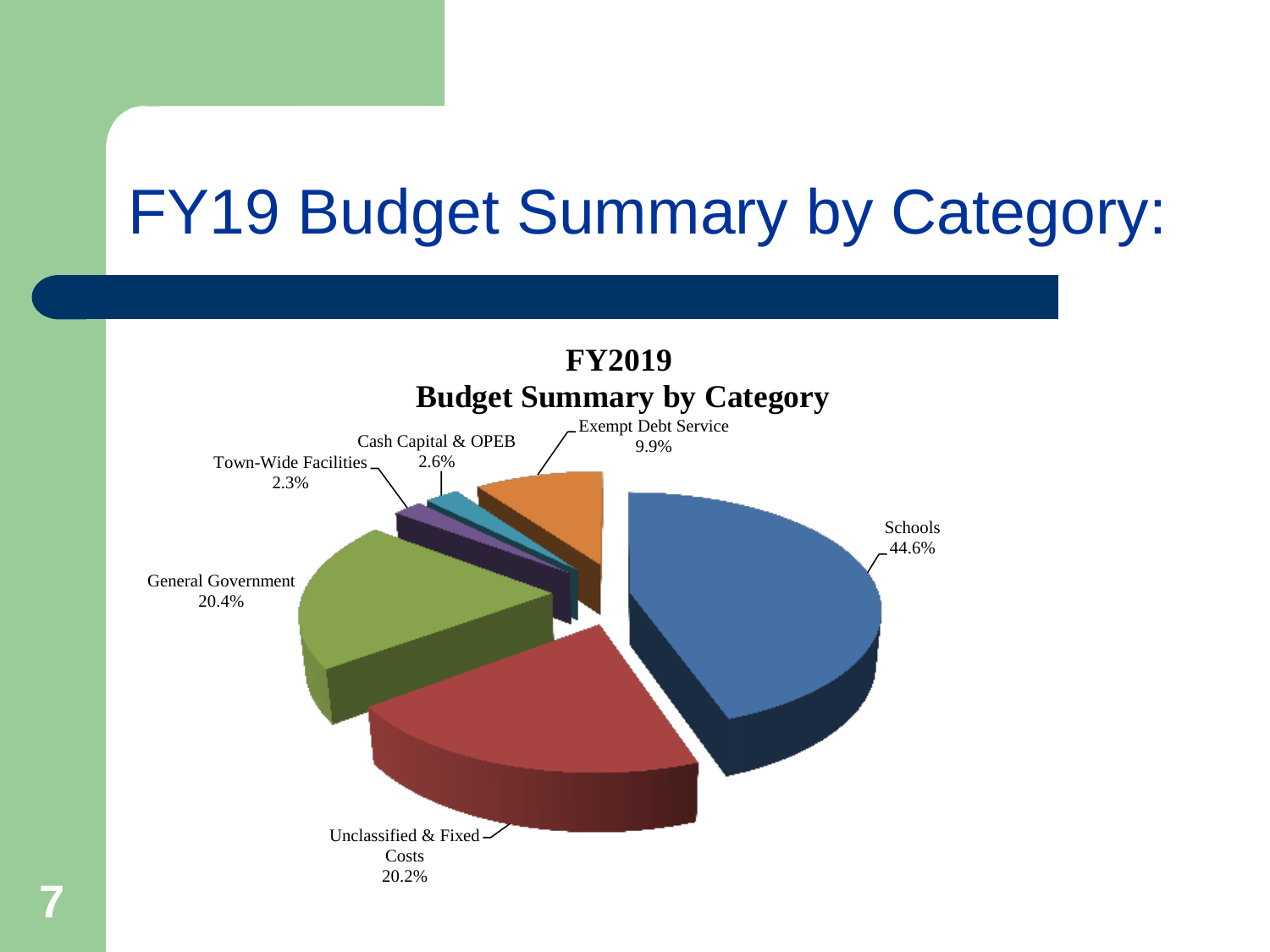# FY19 Budget Summary by Category:

**FY2019**
**Budget Summary by Category**

| Category | Percentage |
| --- | --- |
| Schools | 44.6% |
| Unclassified & Fixed Costs | 20.2% |
| General Government | 20.4% |
| Town-Wide Facilities | 2.3% |
| Cash Capital & OPEB | 2.6% |
| Exempt Debt Service | 9.9% |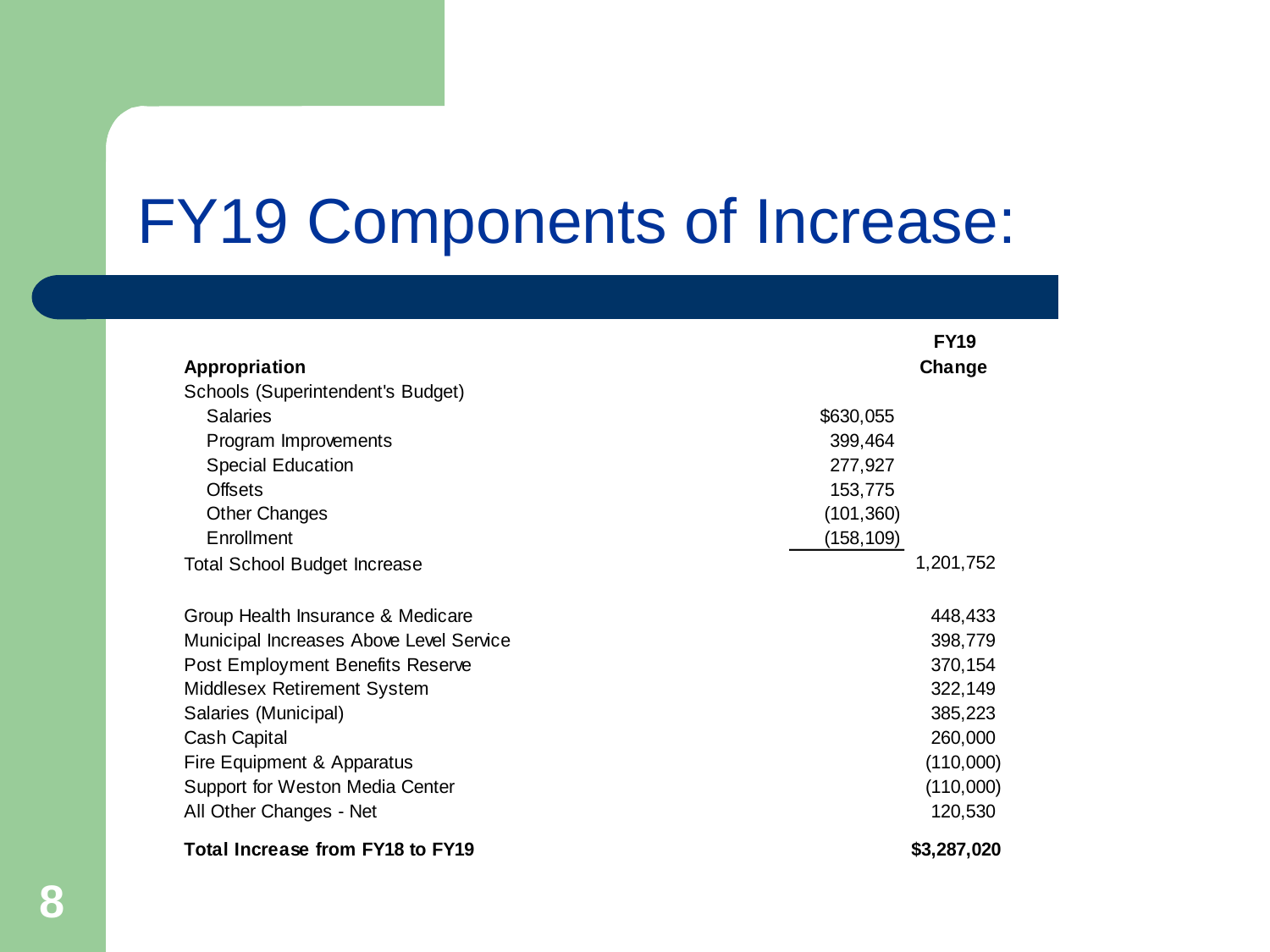# FY19 Components of Increase:

| Appropriation | | FY19 Change |
|---|---|---|
| Schools (Superintendent's Budget) | | |
| Salaries | $630,055 | |
| Program Improvements | 399,464 | |
| Special Education | 277,927 | |
| Offsets | 153,775 | |
| Other Changes | (101,360) | |
| Enrollment | (158,109) | |
| Total School Budget Increase | | 1,201,752 |
| | | |
| Group Health Insurance & Medicare | | 448,433 |
| Municipal Increases Above Level Service | | 398,779 |
| Post Employment Benefits Reserve | | 370,154 |
| Middlesex Retirement System | | 322,149 |
| Salaries (Municipal) | | 385,223 |
| Cash Capital | | 260,000 |
| Fire Equipment & Apparatus | | (110,000) |
| Support for Weston Media Center | | (110,000) |
| All Other Changes - Net | | 120,530 |
| **Total Increase from FY18 to FY19** | | **$3,287,020** |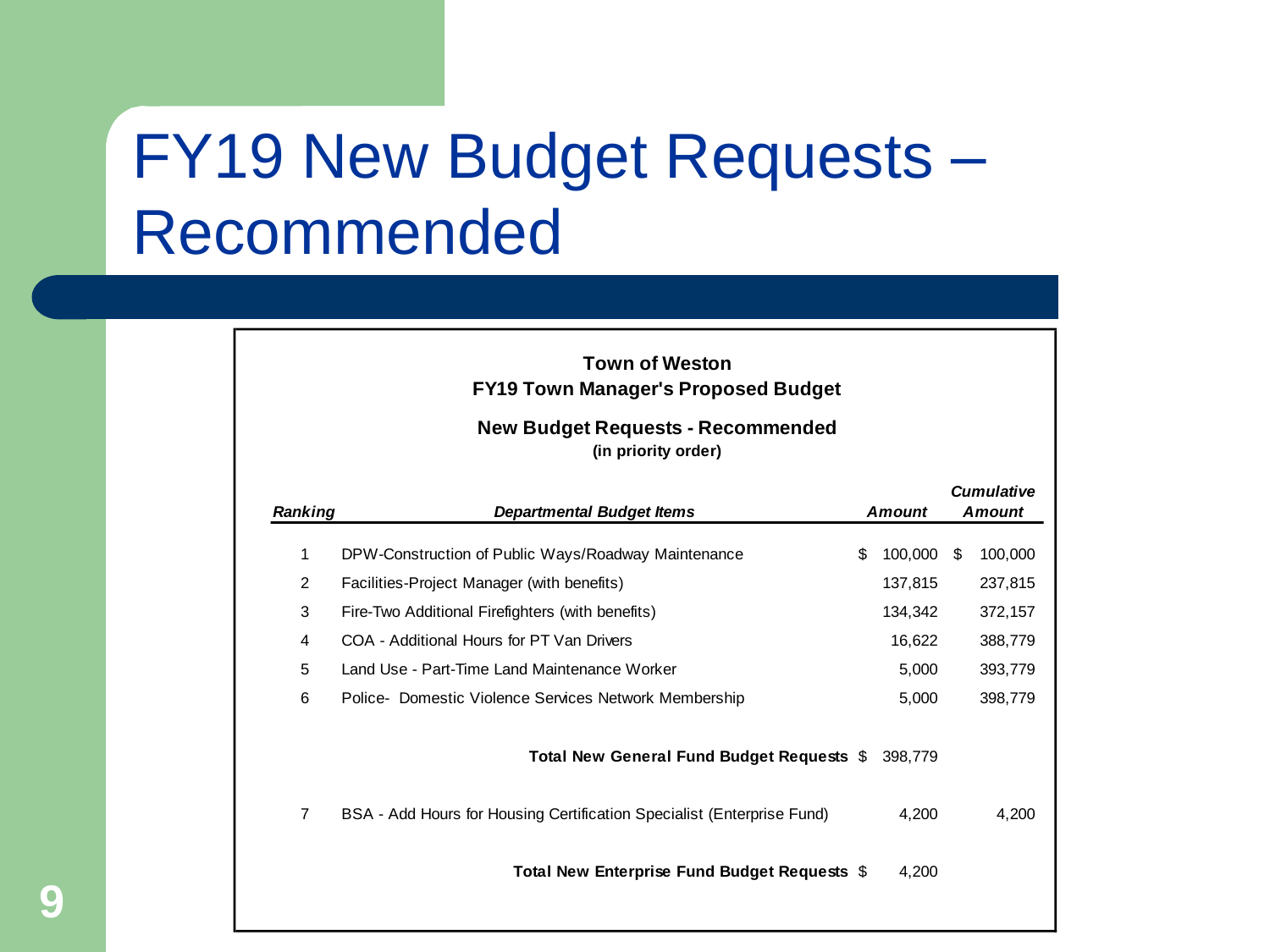# FY19 New Budget Requests – Recommended

**Town of Weston**
**FY19 Town Manager's Proposed Budget**

**New Budget Requests - Recommended**
**(in priority order)**

| *Ranking* | *Departmental Budget Items* | *Amount* | *Cumulative Amount* |
|---|---|---|---|
| 1 | DPW-Construction of Public Ways/Roadway Maintenance | $ 100,000 | $ 100,000 |
| 2 | Facilities-Project Manager (with benefits) | 137,815 | 237,815 |
| 3 | Fire-Two Additional Firefighters (with benefits) | 134,342 | 372,157 |
| 4 | COA - Additional Hours for PT Van Drivers | 16,622 | 388,779 |
| 5 | Land Use - Part-Time Land Maintenance Worker | 5,000 | 393,779 |
| 6 | Police- Domestic Violence Services Network Membership | 5,000 | 398,779 |
| | **Total New General Fund Budget Requests** | $ 398,779 | |
| 7 | BSA - Add Hours for Housing Certification Specialist (Enterprise Fund) | 4,200 | 4,200 |
| | **Total New Enterprise Fund Budget Requests** | $ 4,200 | |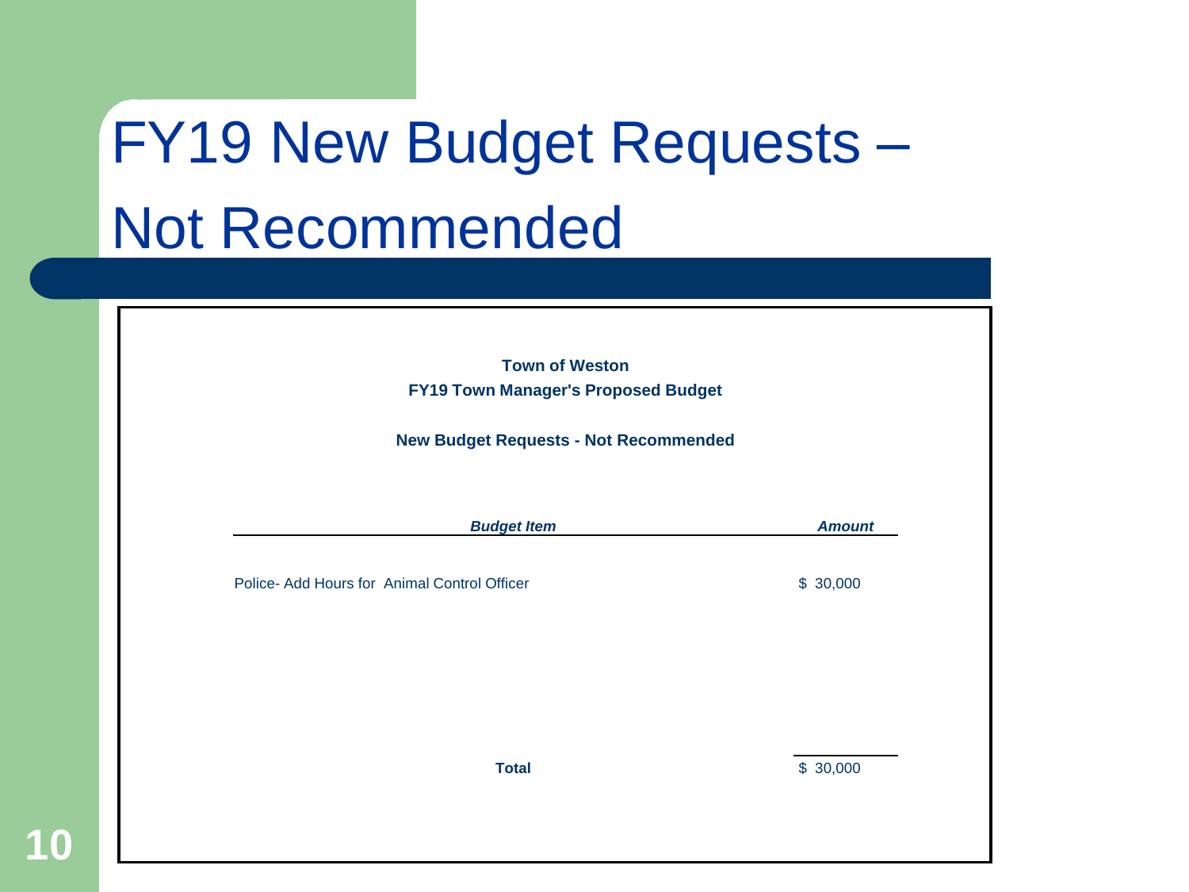# FY19 New Budget Requests – Not Recommended

**Town of Weston**
**FY19 Town Manager's Proposed Budget**

**New Budget Requests - Not Recommended**

| ***Budget Item*** | ***Amount*** |
|---|---|
| Police- Add Hours for Animal Control Officer | $ 30,000 |
| **Total** | $ 30,000 |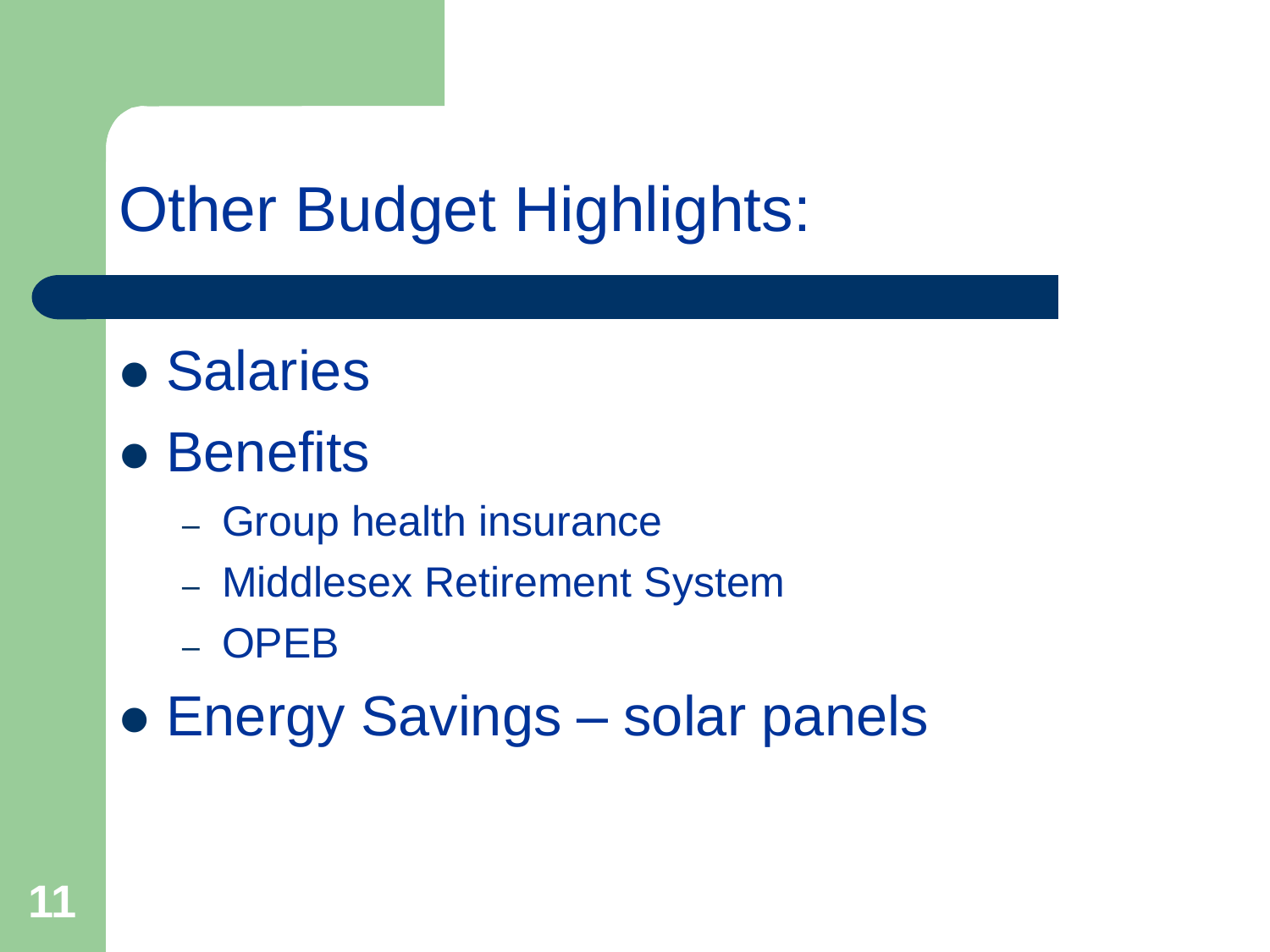# Other Budget Highlights:

- Salaries
- Benefits
  - Group health insurance
  - Middlesex Retirement System
  - OPEB
- Energy Savings – solar panels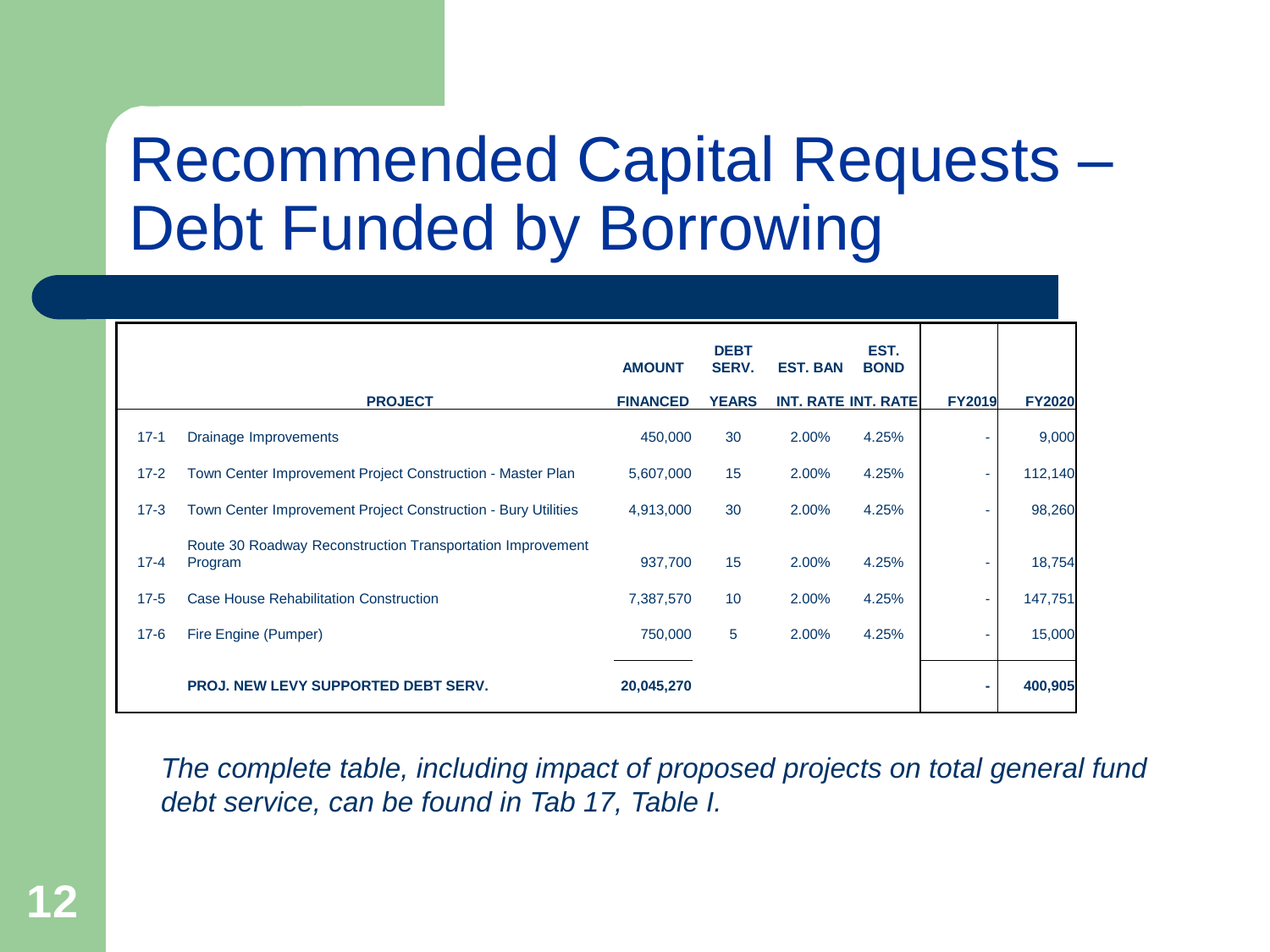# Recommended Capital Requests – Debt Funded by Borrowing

| | PROJECT | AMOUNT FINANCED | DEBT SERV. YEARS | EST. BAN INT. RATE | EST. BOND INT. RATE | FY2019 | FY2020 |
|---|---|---|---|---|---|---|---|
| 17-1 | Drainage Improvements | 450,000 | 30 | 2.00% | 4.25% | - | 9,000 |
| 17-2 | Town Center Improvement Project Construction - Master Plan | 5,607,000 | 15 | 2.00% | 4.25% | - | 112,140 |
| 17-3 | Town Center Improvement Project Construction - Bury Utilities | 4,913,000 | 30 | 2.00% | 4.25% | - | 98,260 |
| 17-4 | Route 30 Roadway Reconstruction Transportation Improvement Program | 937,700 | 15 | 2.00% | 4.25% | - | 18,754 |
| 17-5 | Case House Rehabilitation Construction | 7,387,570 | 10 | 2.00% | 4.25% | - | 147,751 |
| 17-6 | Fire Engine (Pumper) | 750,000 | 5 | 2.00% | 4.25% | - | 15,000 |
| | **PROJ. NEW LEVY SUPPORTED DEBT SERV.** | **20,045,270** | | | | **-** | **400,905** |

*The complete table, including impact of proposed projects on total general fund debt service, can be found in Tab 17, Table I.*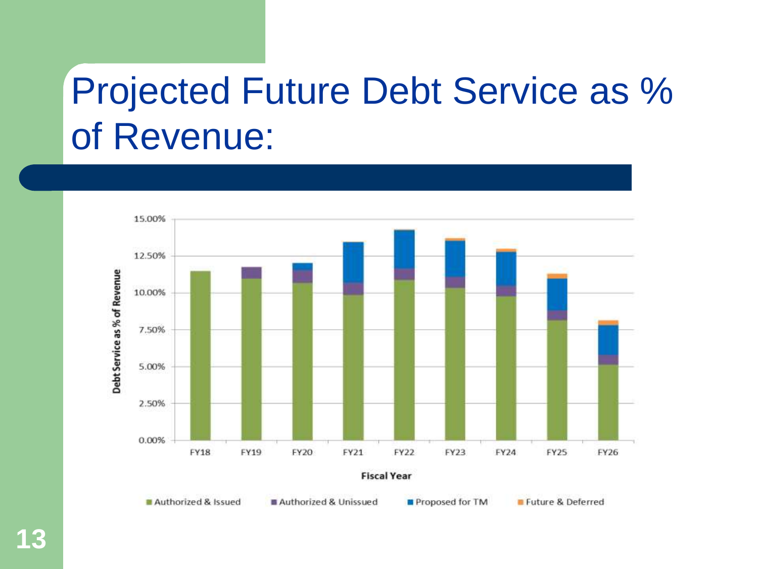# Projected Future Debt Service as % of Revenue:

Debt Service as % of Revenue

15.00%
12.50%
10.00%
7.50%
5.00%
2.50%
0.00%

FY18 FY19 FY20 FY21 FY22 FY23 FY24 FY25 FY26

Fiscal Year

Authorized & Issued | Authorized & Unissued | Proposed for TM | Future & Deferred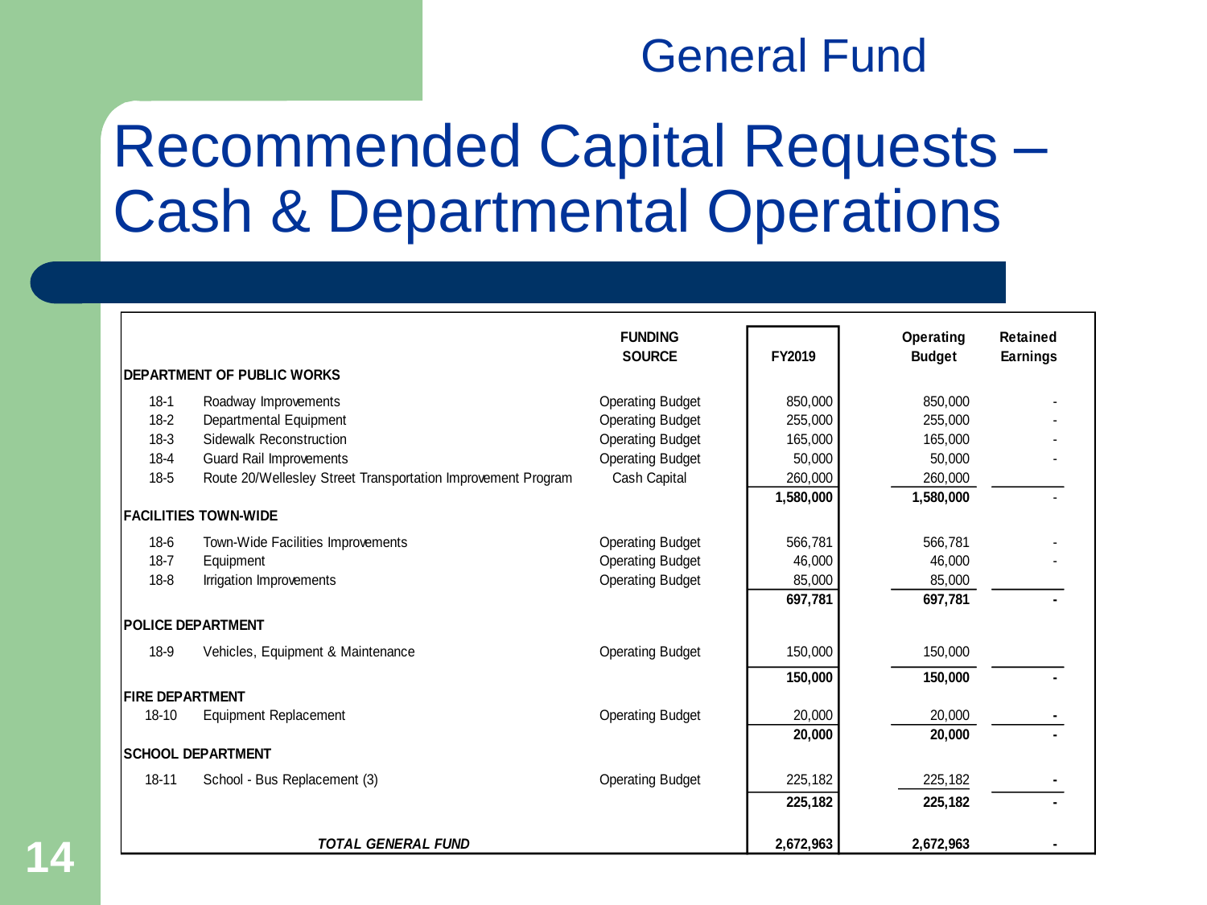## General Fund

# Recommended Capital Requests – Cash & Departmental Operations

| | | FUNDING SOURCE | FY2019 | Operating Budget | Retained Earnings |
|---|---|---|---|---|---|
| **DEPARTMENT OF PUBLIC WORKS** | | | | | |
| 18-1 | Roadway Improvements | Operating Budget | 850,000 | 850,000 | - |
| 18-2 | Departmental Equipment | Operating Budget | 255,000 | 255,000 | - |
| 18-3 | Sidewalk Reconstruction | Operating Budget | 165,000 | 165,000 | - |
| 18-4 | Guard Rail Improvements | Operating Budget | 50,000 | 50,000 | - |
| 18-5 | Route 20/Wellesley Street Transportation Improvement Program | Cash Capital | 260,000 | 260,000 | |
| | | | **1,580,000** | **1,580,000** | - |
| **FACILITIES TOWN-WIDE** | | | | | |
| 18-6 | Town-Wide Facilities Improvements | Operating Budget | 566,781 | 566,781 | - |
| 18-7 | Equipment | Operating Budget | 46,000 | 46,000 | - |
| 18-8 | Irrigation Improvements | Operating Budget | 85,000 | 85,000 | |
| | | | **697,781** | **697,781** | **-** |
| **POLICE DEPARTMENT** | | | | | |
| 18-9 | Vehicles, Equipment & Maintenance | Operating Budget | 150,000 | 150,000 | |
| | | | **150,000** | **150,000** | **-** |
| **FIRE DEPARTMENT** | | | | | |
| 18-10 | Equipment Replacement | Operating Budget | 20,000 | 20,000 | - |
| | | | **20,000** | **20,000** | **-** |
| **SCHOOL DEPARTMENT** | | | | | |
| 18-11 | School - Bus Replacement (3) | Operating Budget | 225,182 | 225,182 | - |
| | | | **225,182** | **225,182** | **-** |
| | ***TOTAL GENERAL FUND*** | | **2,672,963** | **2,672,963** | **-** |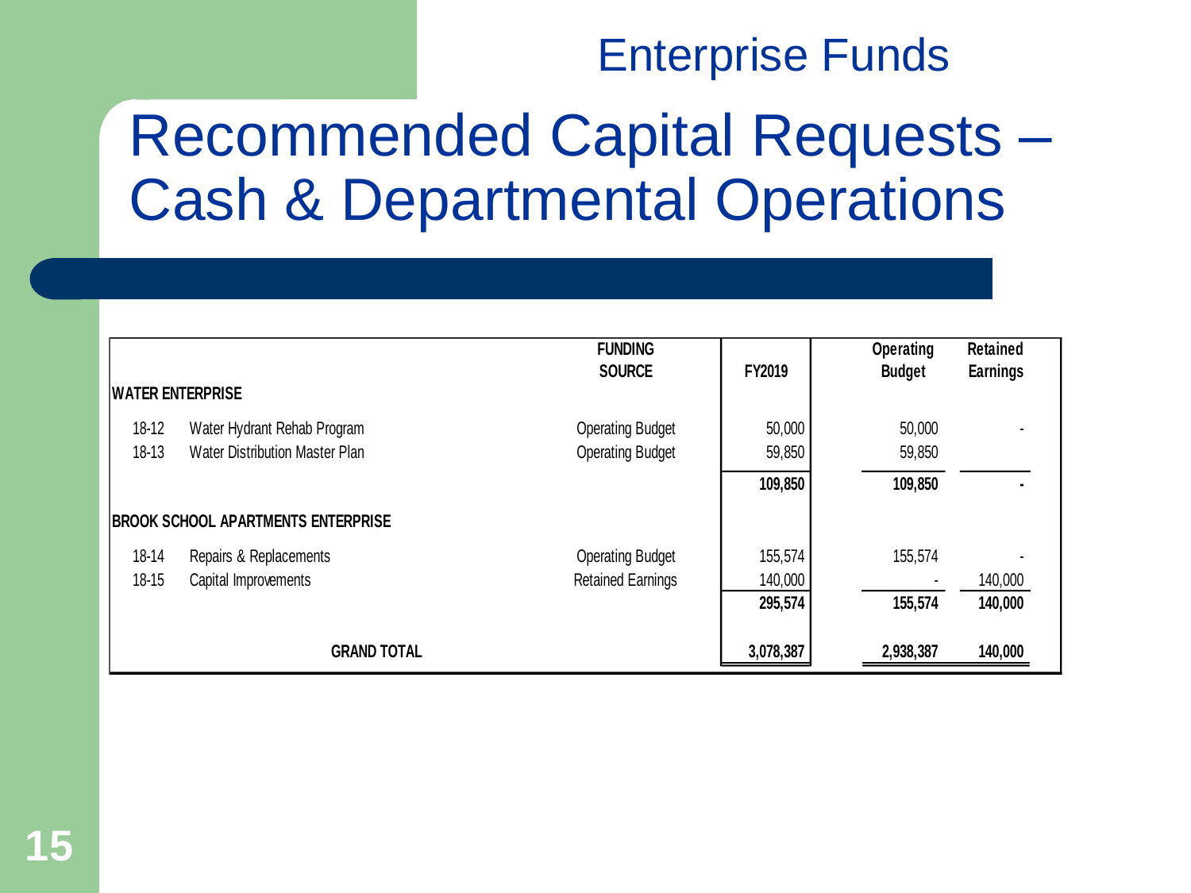## Enterprise Funds

# Recommended Capital Requests – Cash & Departmental Operations

| | | FUNDING SOURCE | FY2019 | Operating Budget | Retained Earnings |
|---|---|---|---|---|---|
| **WATER ENTERPRISE** | | | | | |
| 18-12 | Water Hydrant Rehab Program | Operating Budget | 50,000 | 50,000 | - |
| 18-13 | Water Distribution Master Plan | Operating Budget | 59,850 | 59,850 | |
| | | | **109,850** | **109,850** | **-** |
| **BROOK SCHOOL APARTMENTS ENTERPRISE** | | | | | |
| 18-14 | Repairs & Replacements | Operating Budget | 155,574 | 155,574 | - |
| 18-15 | Capital Improvements | Retained Earnings | 140,000 | - | 140,000 |
| | | | **295,574** | **155,574** | **140,000** |
| | **GRAND TOTAL** | | **3,078,387** | **2,938,387** | **140,000** |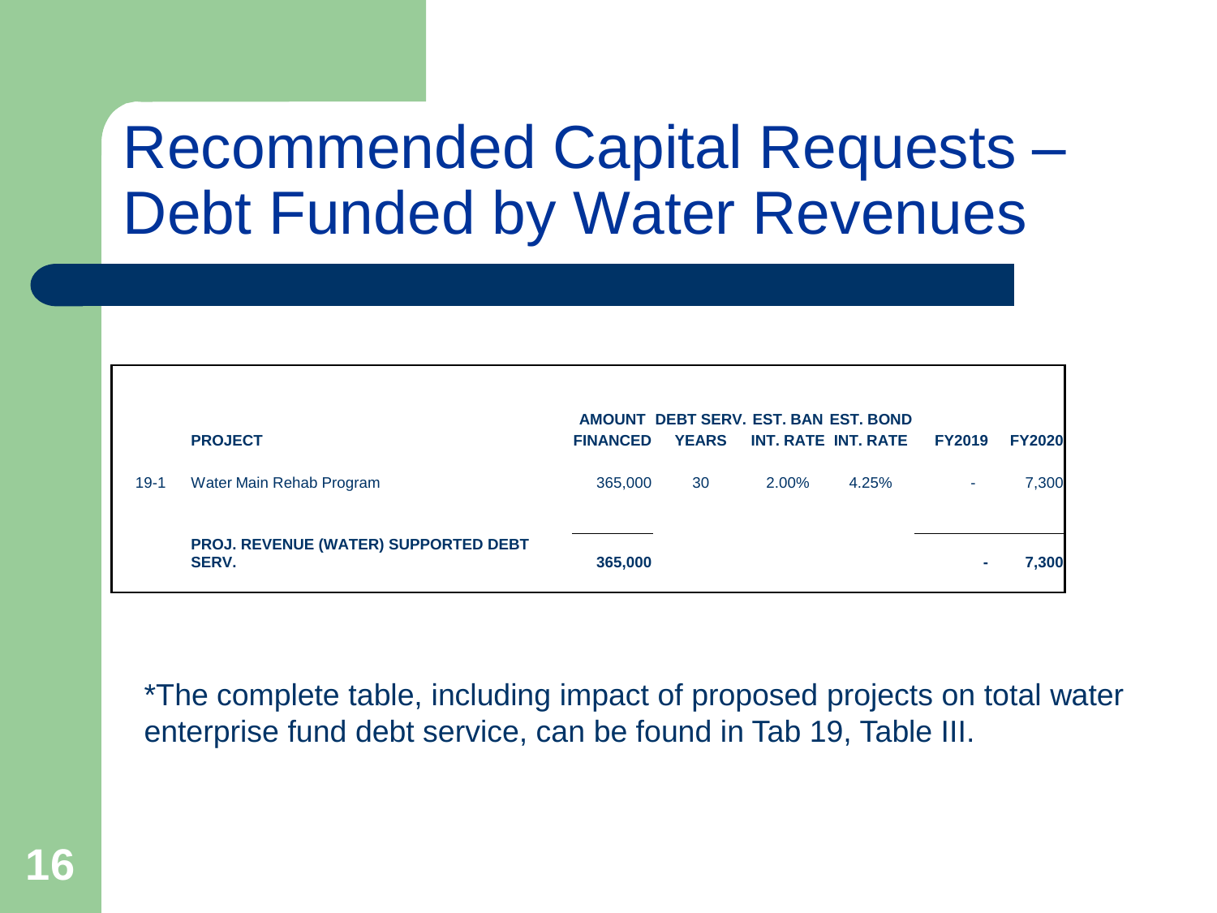# Recommended Capital Requests – Debt Funded by Water Revenues

| | PROJECT | AMOUNT FINANCED | DEBT SERV. YEARS | EST. BAN INT. RATE | EST. BOND INT. RATE | FY2019 | FY2020 |
|---|---|---|---|---|---|---|---|
| 19-1 | Water Main Rehab Program | 365,000 | 30 | 2.00% | 4.25% | - | 7,300 |
| | **PROJ. REVENUE (WATER) SUPPORTED DEBT SERV.** | **365,000** | | | | **-** | **7,300** |

*The complete table, including impact of proposed projects on total water enterprise fund debt service, can be found in Tab 19, Table III.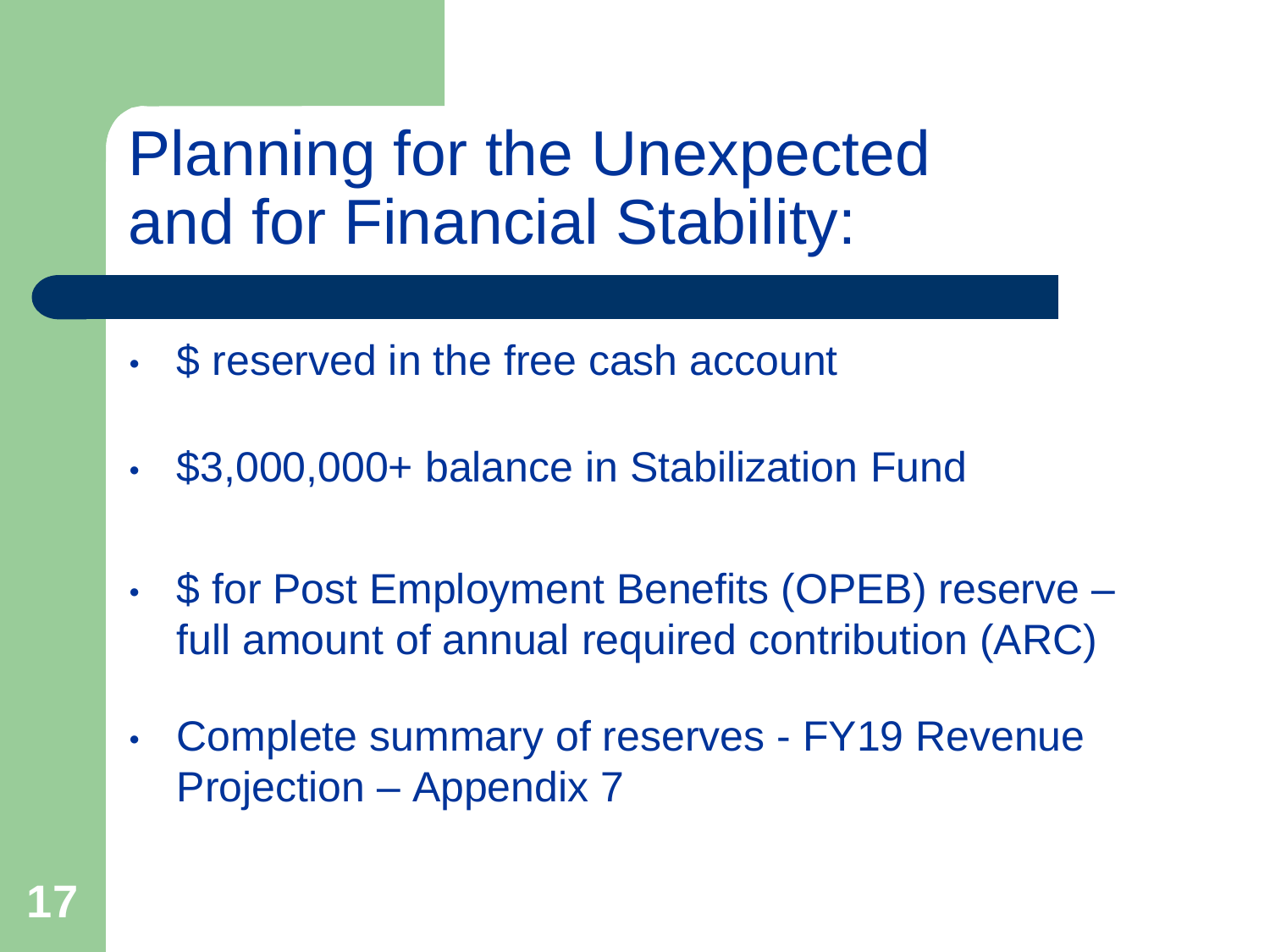# Planning for the Unexpected and for Financial Stability:

- $ reserved in the free cash account
- $3,000,000+ balance in Stabilization Fund
- $ for Post Employment Benefits (OPEB) reserve – full amount of annual required contribution (ARC)
- Complete summary of reserves - FY19 Revenue Projection – Appendix 7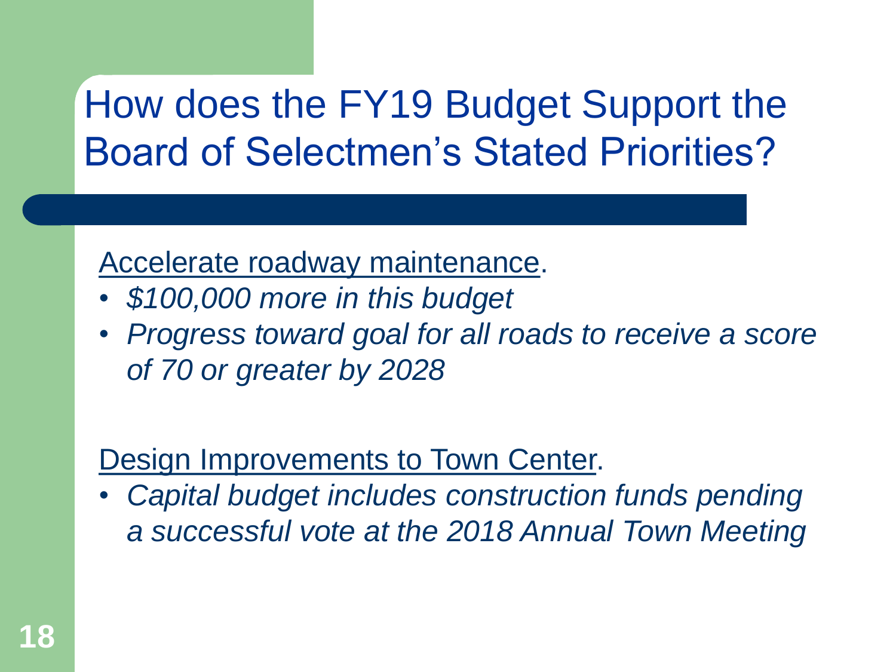# How does the FY19 Budget Support the Board of Selectmen's Stated Priorities?

Accelerate roadway maintenance.

- *$100,000 more in this budget*
- *Progress toward goal for all roads to receive a score of 70 or greater by 2028*

Design Improvements to Town Center.

- *Capital budget includes construction funds pending a successful vote at the 2018 Annual Town Meeting*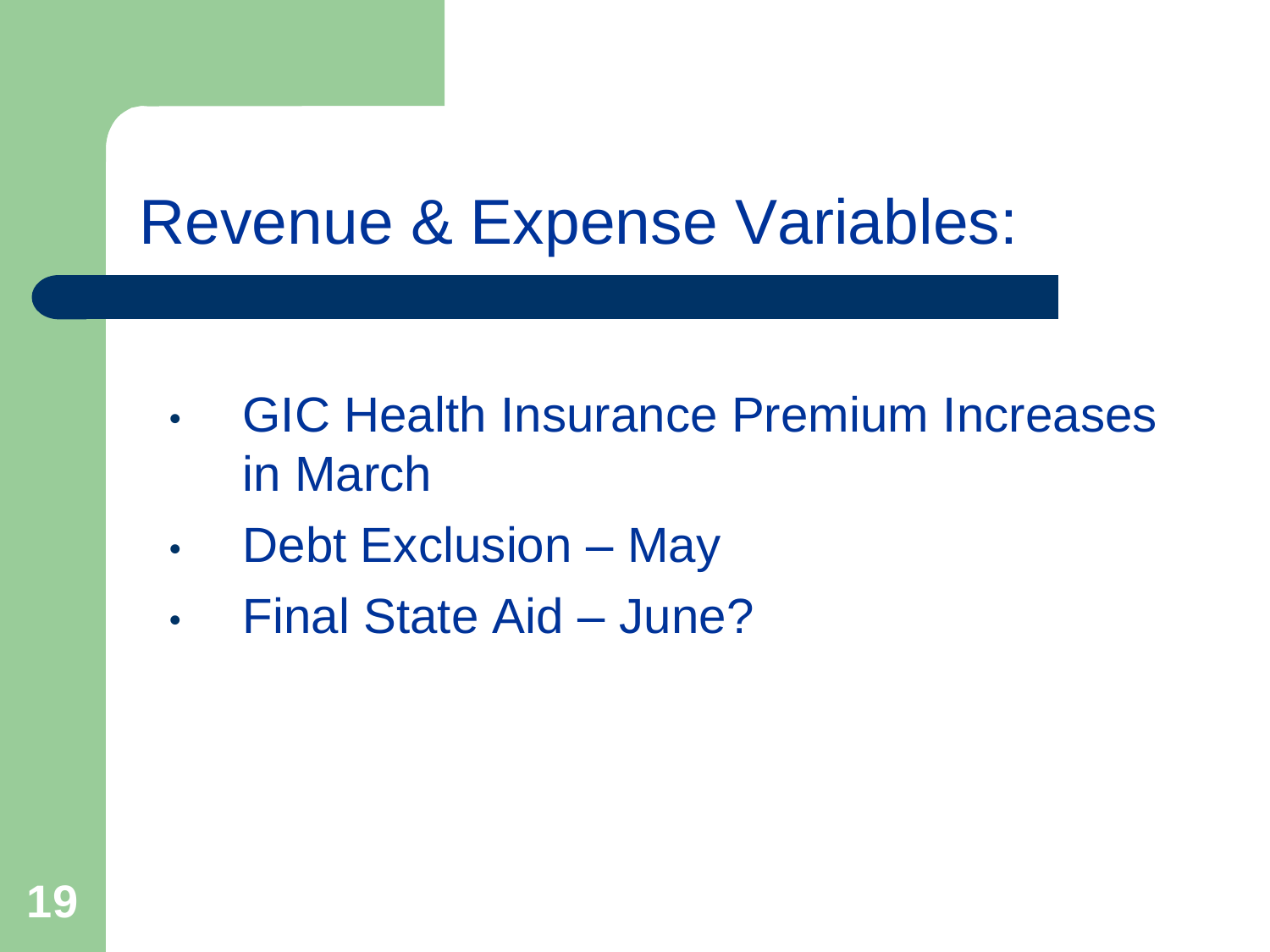# Revenue & Expense Variables:

- GIC Health Insurance Premium Increases in March
- Debt Exclusion – May
- Final State Aid – June?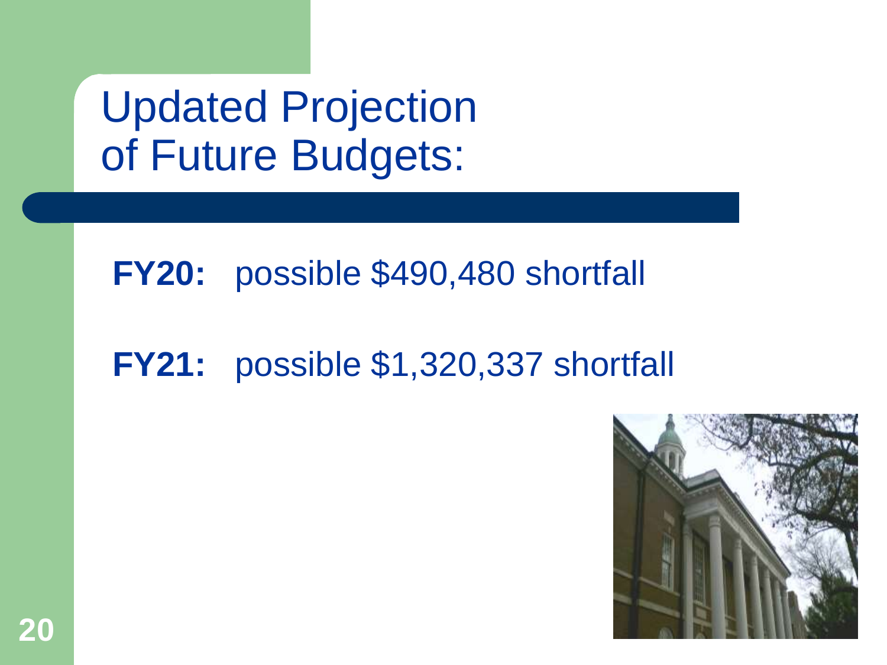# Updated Projection of Future Budgets:

**FY20:** possible $490,480 shortfall

**FY21:** possible $1,320,337 shortfall